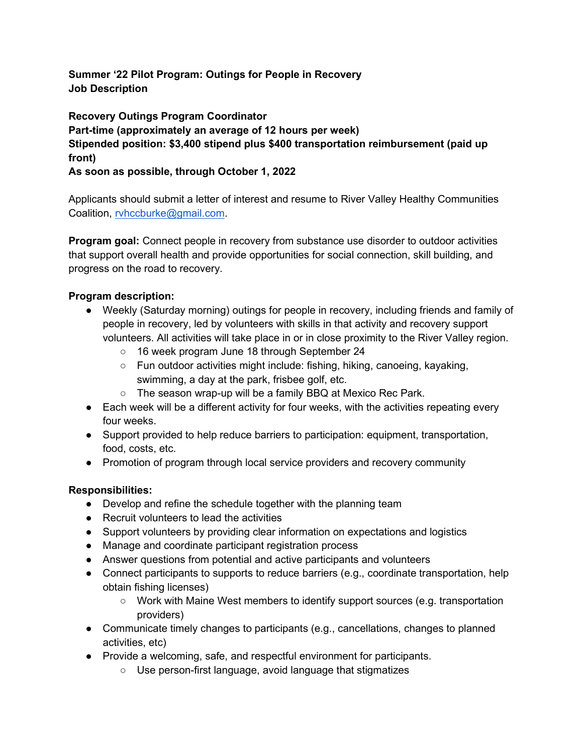**Summer '22 Pilot Program: Outings for People in Recovery**
**Job Description**

**Recovery Outings Program Coordinator**
**Part-time (approximately an average of 12 hours per week)**
**Stipended position: $3,400 stipend plus $400 transportation reimbursement (paid up front)**
**As soon as possible, through October 1, 2022**

Applicants should submit a letter of interest and resume to River Valley Healthy Communities Coalition, rvhccburke@gmail.com.

**Program goal:** Connect people in recovery from substance use disorder to outdoor activities that support overall health and provide opportunities for social connection, skill building, and progress on the road to recovery.

**Program description:**

- Weekly (Saturday morning) outings for people in recovery, including friends and family of people in recovery, led by volunteers with skills in that activity and recovery support volunteers. All activities will take place in or in close proximity to the River Valley region.
  - 16 week program June 18 through September 24
  - Fun outdoor activities might include: fishing, hiking, canoeing, kayaking, swimming, a day at the park, frisbee golf, etc.
  - The season wrap-up will be a family BBQ at Mexico Rec Park.
- Each week will be a different activity for four weeks, with the activities repeating every four weeks.
- Support provided to help reduce barriers to participation: equipment, transportation, food, costs, etc.
- Promotion of program through local service providers and recovery community

**Responsibilities:**

- Develop and refine the schedule together with the planning team
- Recruit volunteers to lead the activities
- Support volunteers by providing clear information on expectations and logistics
- Manage and coordinate participant registration process
- Answer questions from potential and active participants and volunteers
- Connect participants to supports to reduce barriers (e.g., coordinate transportation, help obtain fishing licenses)
  - Work with Maine West members to identify support sources (e.g. transportation providers)
- Communicate timely changes to participants (e.g., cancellations, changes to planned activities, etc)
- Provide a welcoming, safe, and respectful environment for participants.
  - Use person-first language, avoid language that stigmatizes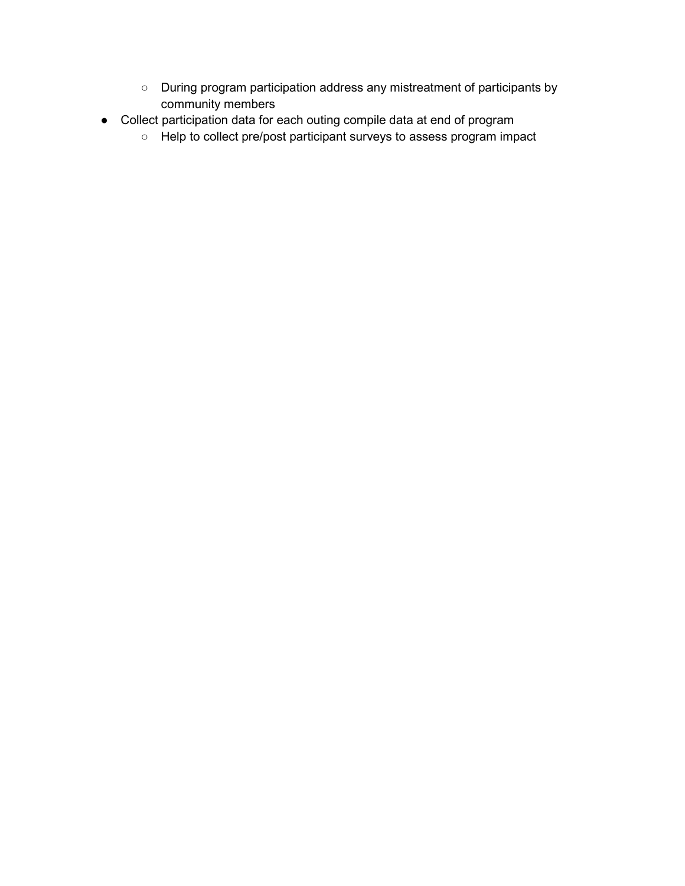- During program participation address any mistreatment of participants by community members
- Collect participation data for each outing compile data at end of program
    - Help to collect pre/post participant surveys to assess program impact